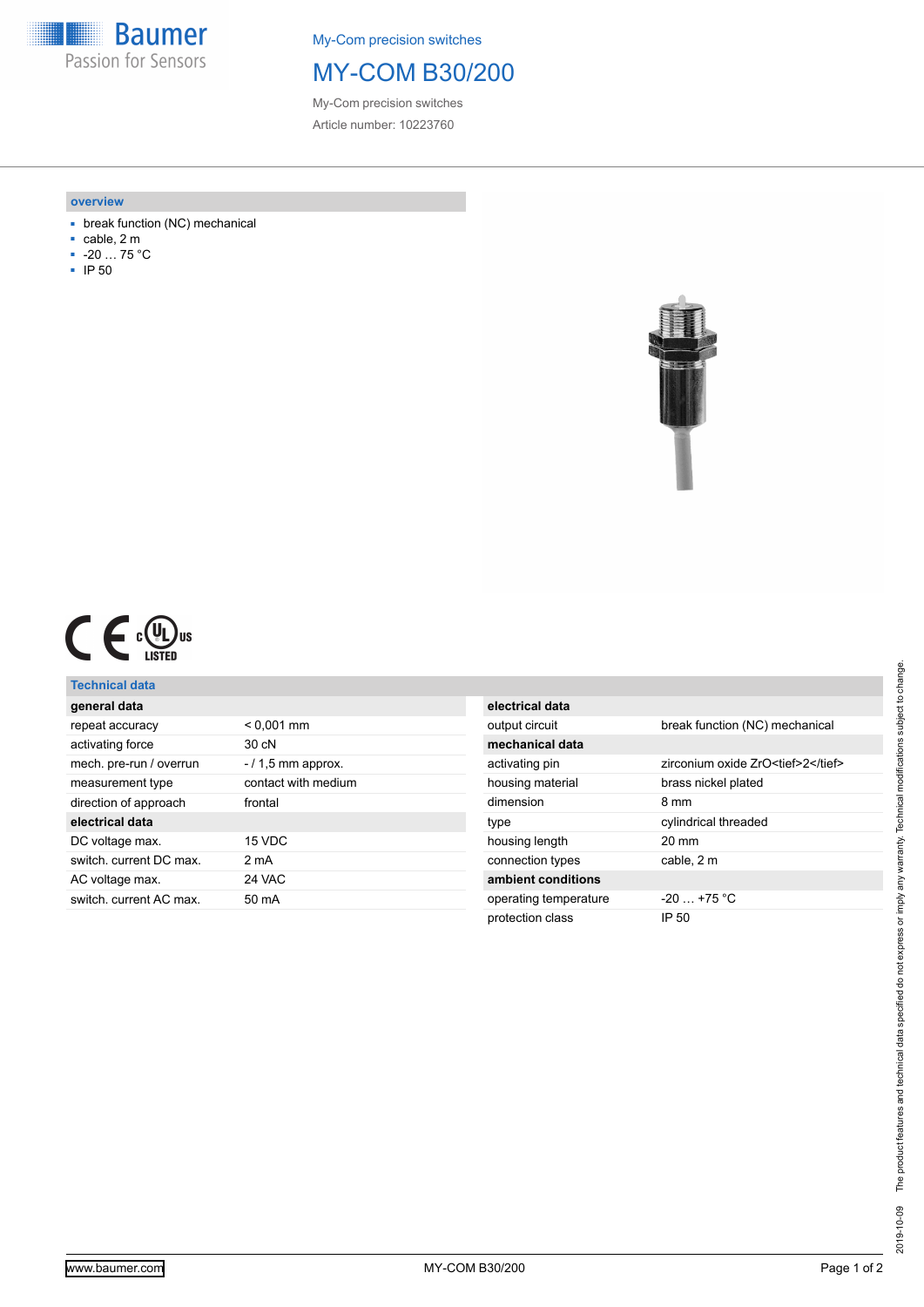My-Com precision switches

# MY-COM B30/200

My-Com precision switches

Article number: 10223760

## overview

- break function (NC) mechanical
- cable, 2 m
- -20 … 75 °C
- IP 50

## Technical data

| general data | |
|---|---|
| repeat accuracy | < 0,001 mm |
| activating force | 30 cN |
| mech. pre-run / overrun | - / 1,5 mm approx. |
| measurement type | contact with medium |
| direction of approach | frontal |
| **electrical data** | |
| DC voltage max. | 15 VDC |
| switch. current DC max. | 2 mA |
| AC voltage max. | 24 VAC |
| switch. current AC max. | 50 mA |

| electrical data | |
|---|---|
| output circuit | break function (NC) mechanical |
| **mechanical data** | |
| activating pin | zirconium oxide ZrO<tief>2</tief> |
| housing material | brass nickel plated |
| dimension | 8 mm |
| type | cylindrical threaded |
| housing length | 20 mm |
| connection types | cable, 2 m |
| **ambient conditions** | |
| operating temperature | -20 … +75 °C |
| protection class | IP 50 |

2019-10-09 The product features and technical data specified do not express or imply any warranty. Technical modifications subject to change.

www.baumer.com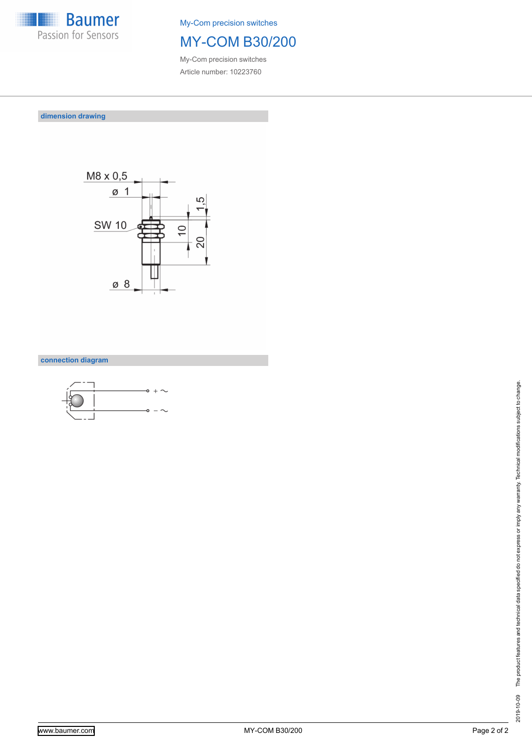My-Com precision switches

# MY-COM B30/200

My-Com precision switches

Article number: 10223760

## dimension drawing

M8 x 0,5

ø 1

SW 10

1,5

10

20

ø 8

## connection diagram

+ ~

– ~

The product features and technical data specified do not express or imply any warranty. Technical modifications subject to change.

2019-10-09

www.baumer.com